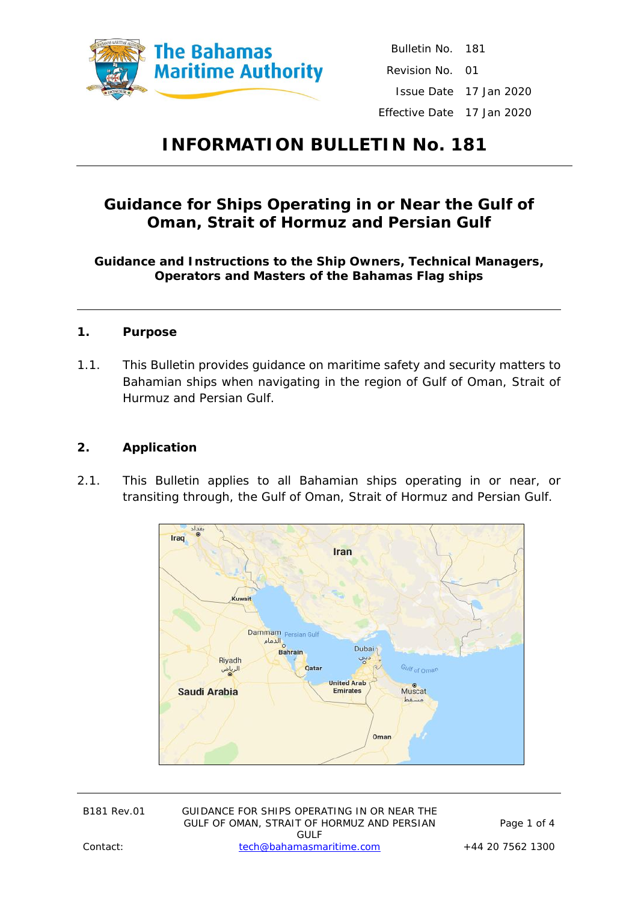| | |
|---|---|
| Bulletin No. | 181 |
| Revision No. | 01 |
| Issue Date | 17 Jan 2020 |
| Effective Date | 17 Jan 2020 |

# INFORMATION BULLETIN No. 181

## Guidance for Ships Operating in or Near the Gulf of Oman, Strait of Hormuz and Persian Gulf

**Guidance and Instructions to the Ship Owners, Technical Managers, Operators and Masters of the Bahamas Flag ships**

### 1. Purpose

1.1. This Bulletin provides guidance on maritime safety and security matters to Bahamian ships when navigating in the region of Gulf of Oman, Strait of Hurmuz and Persian Gulf.

### 2. Application

2.1. This Bulletin applies to all Bahamian ships operating in or near, or transiting through, the Gulf of Oman, Strait of Hormuz and Persian Gulf.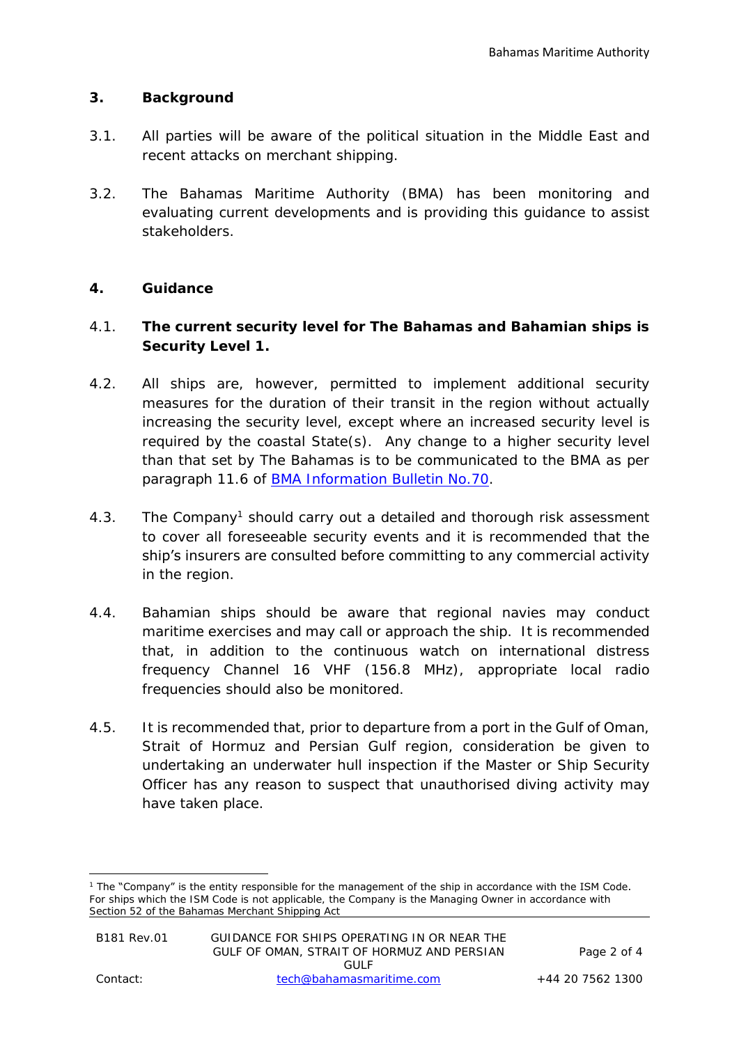## 3. Background

3.1. All parties will be aware of the political situation in the Middle East and recent attacks on merchant shipping.

3.2. The Bahamas Maritime Authority (BMA) has been monitoring and evaluating current developments and is providing this guidance to assist stakeholders.

## 4. Guidance

4.1. **The current security level for The Bahamas and Bahamian ships is Security Level 1.**

4.2. All ships are, however, permitted to implement additional security measures for the duration of their transit in the region without actually increasing the security level, except where an increased security level is required by the coastal State(s). Any change to a higher security level than that set by The Bahamas is to be communicated to the BMA as per paragraph 11.6 of [BMA Information Bulletin No.70](BMA Information Bulletin No.70).

4.3. The Company[1] should carry out a detailed and thorough risk assessment to cover all foreseeable security events and it is recommended that the ship's insurers are consulted before committing to any commercial activity in the region.

4.4. Bahamian ships should be aware that regional navies may conduct maritime exercises and may call or approach the ship. It is recommended that, in addition to the continuous watch on international distress frequency Channel 16 VHF (156.8 MHz), appropriate local radio frequencies should also be monitored.

4.5. It is recommended that, prior to departure from a port in the Gulf of Oman, Strait of Hormuz and Persian Gulf region, consideration be given to undertaking an underwater hull inspection if the Master or Ship Security Officer has any reason to suspect that unauthorised diving activity may have taken place.

---

[1] The "Company" is the entity responsible for the management of the ship in accordance with the ISM Code. For ships which the ISM Code is not applicable, the Company is the Managing Owner in accordance with Section 52 of the Bahamas Merchant Shipping Act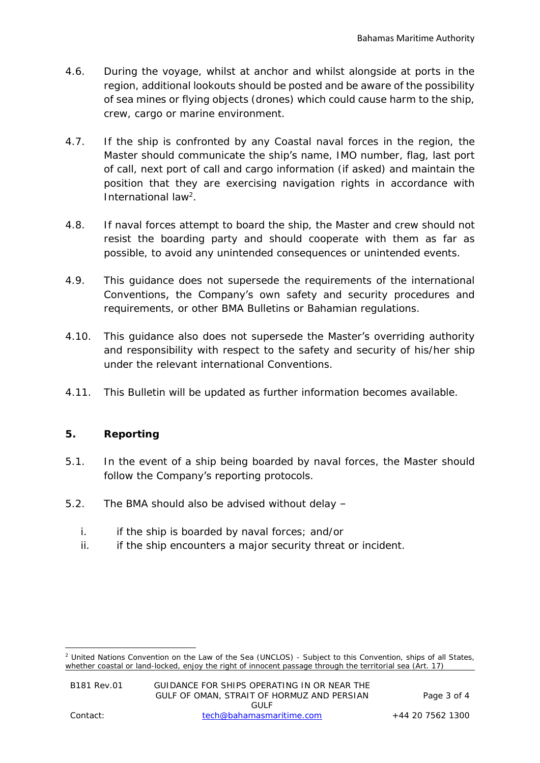4.6. During the voyage, whilst at anchor and whilst alongside at ports in the region, additional lookouts should be posted and be aware of the possibility of sea mines or flying objects (drones) which could cause harm to the ship, crew, cargo or marine environment.

4.7. If the ship is confronted by any Coastal naval forces in the region, the Master should communicate the ship's name, IMO number, flag, last port of call, next port of call and cargo information (if asked) and maintain the position that they are exercising navigation rights in accordance with International law[2].

4.8. If naval forces attempt to board the ship, the Master and crew should not resist the boarding party and should cooperate with them as far as possible, to avoid any unintended consequences or unintended events.

4.9. This guidance does not supersede the requirements of the international Conventions, the Company's own safety and security procedures and requirements, or other BMA Bulletins or Bahamian regulations.

4.10. This guidance also does not supersede the Master's overriding authority and responsibility with respect to the safety and security of his/her ship under the relevant international Conventions.

4.11. This Bulletin will be updated as further information becomes available.

## 5. Reporting

5.1. In the event of a ship being boarded by naval forces, the Master should follow the Company's reporting protocols.

5.2. The BMA should also be advised without delay –

i. if the ship is boarded by naval forces; and/or
ii. if the ship encounters a major security threat or incident.

[2] United Nations Convention on the Law of the Sea (UNCLOS) - Subject to this Convention, ships of all States, whether coastal or land-locked, enjoy the right of innocent passage through the territorial sea (Art. 17)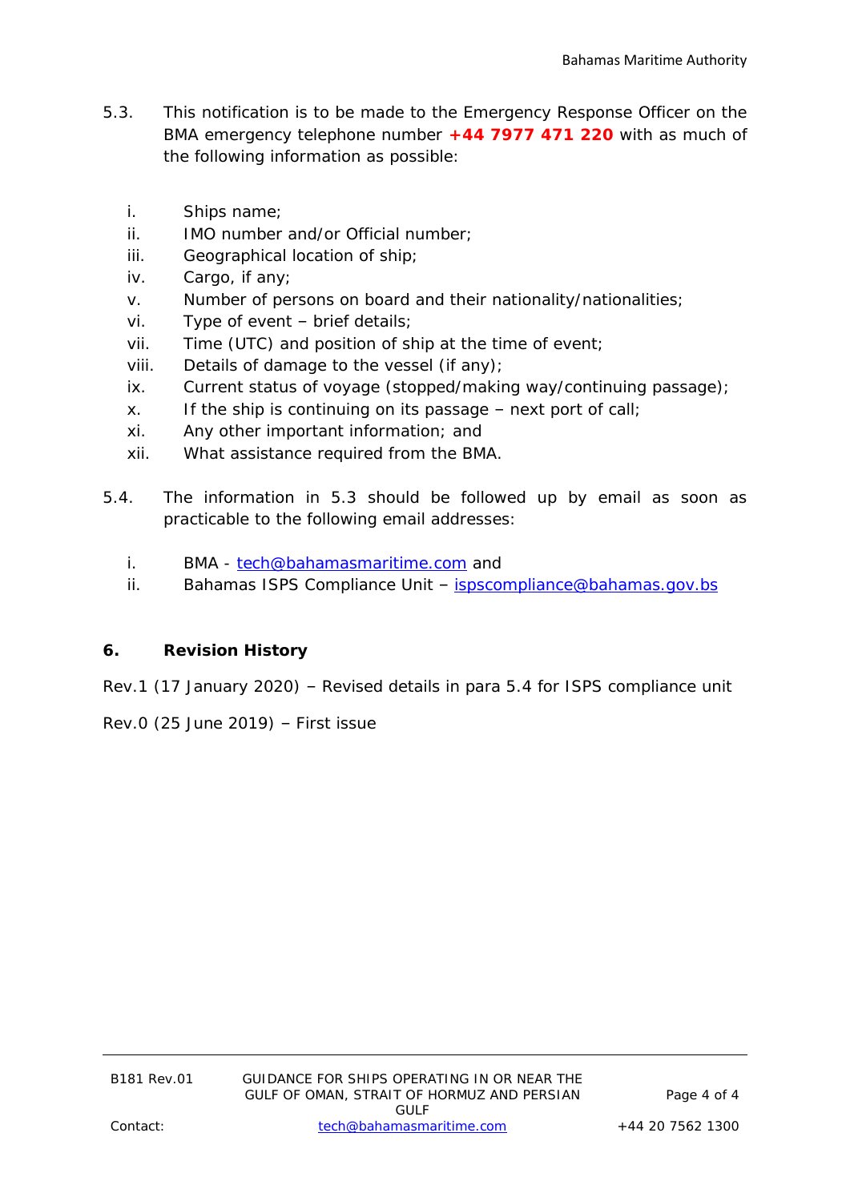5.3. This notification is to be made to the Emergency Response Officer on the BMA emergency telephone number **+44 7977 471 220** with as much of the following information as possible:

i. Ships name;
ii. IMO number and/or Official number;
iii. Geographical location of ship;
iv. Cargo, if any;
v. Number of persons on board and their nationality/nationalities;
vi. Type of event – brief details;
vii. Time (UTC) and position of ship at the time of event;
viii. Details of damage to the vessel (if any);
ix. Current status of voyage (stopped/making way/continuing passage);
x. If the ship is continuing on its passage – next port of call;
xi. Any other important information; and
xii. What assistance required from the BMA.

5.4. The information in 5.3 should be followed up by email as soon as practicable to the following email addresses:

i. BMA - tech@bahamasmaritime.com and
ii. Bahamas ISPS Compliance Unit – ispscompliance@bahamas.gov.bs

## 6. Revision History

Rev.1 (17 January 2020) – Revised details in para 5.4 for ISPS compliance unit

Rev.0 (25 June 2019) – First issue